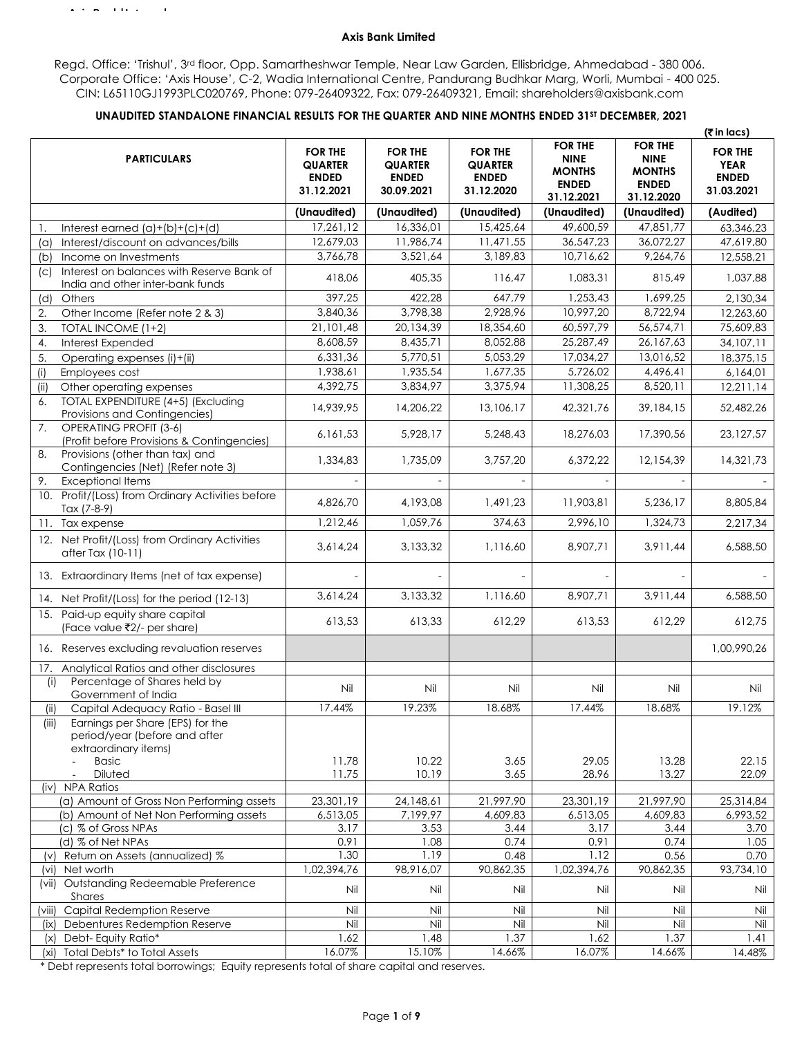# Axis Bank Limited

Regd. Office: 'Trishul', 3rd floor, Opp. Samartheshwar Temple, Near Law Garden, Ellisbridge, Ahmedabad - 380 006.
Corporate Office: 'Axis House', C-2, Wadia International Centre, Pandurang Budhkar Marg, Worli, Mumbai - 400 025.
CIN: L65110GJ1993PLC020769, Phone: 079-26409322, Fax: 079-26409321, Email: shareholders@axisbank.com

## UNAUDITED STANDALONE FINANCIAL RESULTS FOR THE QUARTER AND NINE MONTHS ENDED 31ST DECEMBER, 2021

(₹ in lacs)

| PARTICULARS | FOR THE QUARTER ENDED 31.12.2021 | FOR THE QUARTER ENDED 30.09.2021 | FOR THE QUARTER ENDED 31.12.2020 | FOR THE NINE MONTHS ENDED 31.12.2021 | FOR THE NINE MONTHS ENDED 31.12.2020 | FOR THE YEAR ENDED 31.03.2021 |
|---|---|---|---|---|---|---|
| | (Unaudited) | (Unaudited) | (Unaudited) | (Unaudited) | (Unaudited) | (Audited) |
| 1. Interest earned (a)+(b)+(c)+(d) | 17,261,12 | 16,336,01 | 15,425,64 | 49,600,59 | 47,851,77 | 63,346,23 |
| (a) Interest/discount on advances/bills | 12,679,03 | 11,986,74 | 11,471,55 | 36,547,23 | 36,072,27 | 47,619,80 |
| (b) Income on Investments | 3,766,78 | 3,521,64 | 3,189,83 | 10,716,62 | 9,264,76 | 12,558,21 |
| (c) Interest on balances with Reserve Bank of India and other inter-bank funds | 418,06 | 405,35 | 116,47 | 1,083,31 | 815,49 | 1,037,88 |
| (d) Others | 397,25 | 422,28 | 647,79 | 1,253,43 | 1,699,25 | 2,130,34 |
| 2. Other Income (Refer note 2 & 3) | 3,840,36 | 3,798,38 | 2,928,96 | 10,997,20 | 8,722,94 | 12,263,60 |
| 3. TOTAL INCOME (1+2) | 21,101,48 | 20,134,39 | 18,354,60 | 60,597,79 | 56,574,71 | 75,609,83 |
| 4. Interest Expended | 8,608,59 | 8,435,71 | 8,052,88 | 25,287,49 | 26,167,63 | 34,107,11 |
| 5. Operating expenses (i)+(ii) | 6,331,36 | 5,770,51 | 5,053,29 | 17,034,27 | 13,016,52 | 18,375,15 |
| (i) Employees cost | 1,938,61 | 1,935,54 | 1,677,35 | 5,726,02 | 4,496,41 | 6,164,01 |
| (ii) Other operating expenses | 4,392,75 | 3,834,97 | 3,375,94 | 11,308,25 | 8,520,11 | 12,211,14 |
| 6. TOTAL EXPENDITURE (4+5) (Excluding Provisions and Contingencies) | 14,939,95 | 14,206,22 | 13,106,17 | 42,321,76 | 39,184,15 | 52,482,26 |
| 7. OPERATING PROFIT (3-6) (Profit before Provisions & Contingencies) | 6,161,53 | 5,928,17 | 5,248,43 | 18,276,03 | 17,390,56 | 23,127,57 |
| 8. Provisions (other than tax) and Contingencies (Net) (Refer note 3) | 1,334,83 | 1,735,09 | 3,757,20 | 6,372,22 | 12,154,39 | 14,321,73 |
| 9. Exceptional Items | - | - | - | - | - | - |
| 10. Profit/(Loss) from Ordinary Activities before Tax (7-8-9) | 4,826,70 | 4,193,08 | 1,491,23 | 11,903,81 | 5,236,17 | 8,805,84 |
| 11. Tax expense | 1,212,46 | 1,059,76 | 374,63 | 2,996,10 | 1,324,73 | 2,217,34 |
| 12. Net Profit/(Loss) from Ordinary Activities after Tax (10-11) | 3,614,24 | 3,133,32 | 1,116,60 | 8,907,71 | 3,911,44 | 6,588,50 |
| 13. Extraordinary Items (net of tax expense) | - | - | - | - | - | - |
| 14. Net Profit/(Loss) for the period (12-13) | 3,614,24 | 3,133,32 | 1,116,60 | 8,907,71 | 3,911,44 | 6,588,50 |
| 15. Paid-up equity share capital (Face value ₹2/- per share) | 613,53 | 613,33 | 612,29 | 613,53 | 612,29 | 612,75 |
| 16. Reserves excluding revaluation reserves | | | | | | 1,00,990,26 |
| 17. Analytical Ratios and other disclosures | | | | | | |
| (i) Percentage of Shares held by Government of India | Nil | Nil | Nil | Nil | Nil | Nil |
| (ii) Capital Adequacy Ratio - Basel III | 17.44% | 19.23% | 18.68% | 17.44% | 18.68% | 19.12% |
| (iii) Earnings per Share (EPS) for the period/year (before and after extraordinary items) | | | | | | |
| - Basic | 11.78 | 10.22 | 3.65 | 29.05 | 13.28 | 22.15 |
| - Diluted | 11.75 | 10.19 | 3.65 | 28.96 | 13.27 | 22.09 |
| (iv) NPA Ratios | | | | | | |
| (a) Amount of Gross Non Performing assets | 23,301,19 | 24,148,61 | 21,997,90 | 23,301,19 | 21,997,90 | 25,314,84 |
| (b) Amount of Net Non Performing assets | 6,513,05 | 7,199,97 | 4,609,83 | 6,513,05 | 4,609,83 | 6,993,52 |
| (c) % of Gross NPAs | 3.17 | 3.53 | 3.44 | 3.17 | 3.44 | 3.70 |
| (d) % of Net NPAs | 0.91 | 1.08 | 0.74 | 0.91 | 0.74 | 1.05 |
| (v) Return on Assets (annualized) % | 1.30 | 1.19 | 0.48 | 1.12 | 0.56 | 0.70 |
| (vi) Net worth | 1,02,394,76 | 98,916,07 | 90,862,35 | 1,02,394,76 | 90,862,35 | 93,734,10 |
| (vii) Outstanding Redeemable Preference Shares | Nil | Nil | Nil | Nil | Nil | Nil |
| (viii) Capital Redemption Reserve | Nil | Nil | Nil | Nil | Nil | Nil |
| (ix) Debentures Redemption Reserve | Nil | Nil | Nil | Nil | Nil | Nil |
| (x) Debt- Equity Ratio* | 1.62 | 1.48 | 1.37 | 1.62 | 1.37 | 1.41 |
| (xi) Total Debts* to Total Assets | 16.07% | 15.10% | 14.66% | 16.07% | 14.66% | 14.48% |

* Debt represents total borrowings; Equity represents total of share capital and reserves.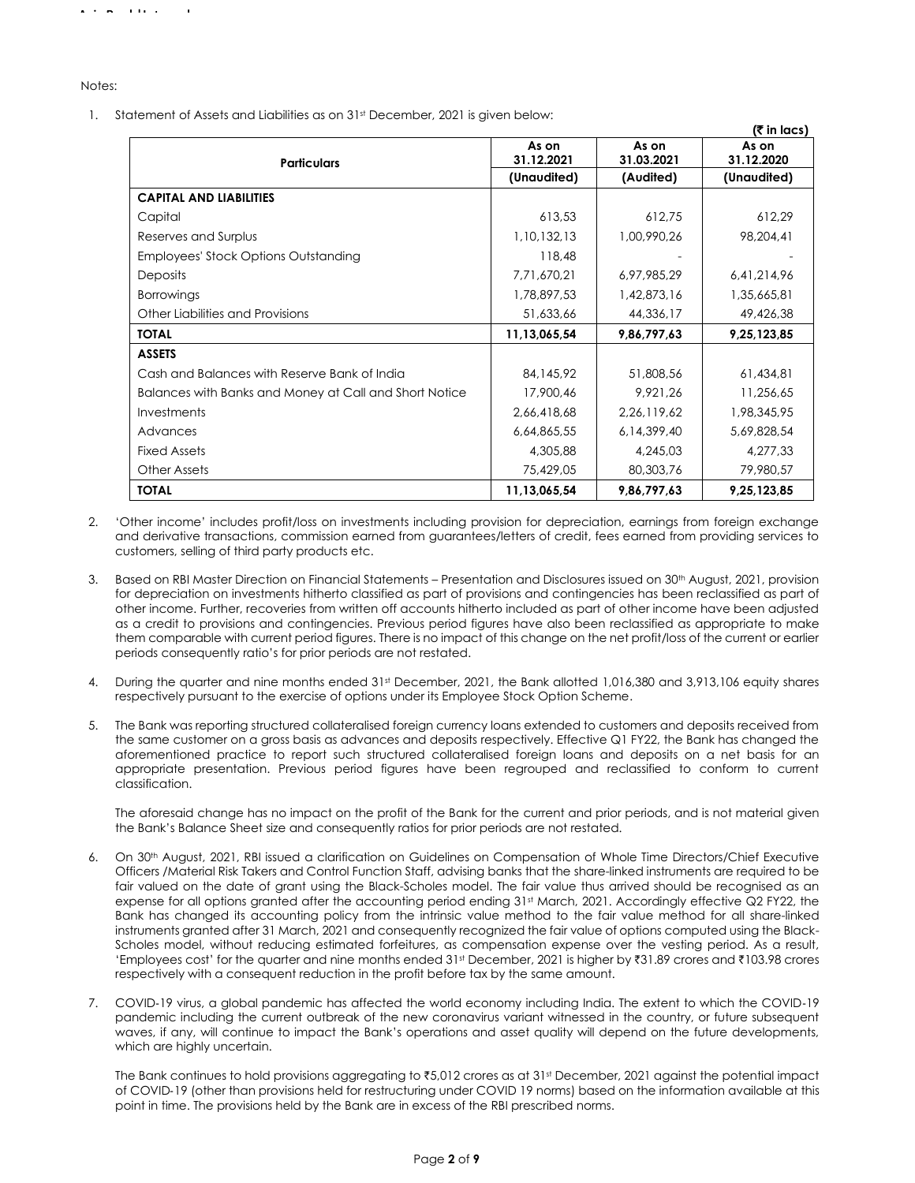Notes:

1. Statement of Assets and Liabilities as on 31st December, 2021 is given below:

(₹ in lacs)

| Particulars | As on 31.12.2021 (Unaudited) | As on 31.03.2021 (Audited) | As on 31.12.2020 (Unaudited) |
|---|---|---|---|
| **CAPITAL AND LIABILITIES** | | | |
| Capital | 613,53 | 612,75 | 612,29 |
| Reserves and Surplus | 1,10,132,13 | 1,00,990,26 | 98,204,41 |
| Employees' Stock Options Outstanding | 118,48 | - | - |
| Deposits | 7,71,670,21 | 6,97,985,29 | 6,41,214,96 |
| Borrowings | 1,78,897,53 | 1,42,873,16 | 1,35,665,81 |
| Other Liabilities and Provisions | 51,633,66 | 44,336,17 | 49,426,38 |
| **TOTAL** | **11,13,065,54** | **9,86,797,63** | **9,25,123,85** |
| **ASSETS** | | | |
| Cash and Balances with Reserve Bank of India | 84,145,92 | 51,808,56 | 61,434,81 |
| Balances with Banks and Money at Call and Short Notice | 17,900,46 | 9,921,26 | 11,256,65 |
| Investments | 2,66,418,68 | 2,26,119,62 | 1,98,345,95 |
| Advances | 6,64,865,55 | 6,14,399,40 | 5,69,828,54 |
| Fixed Assets | 4,305,88 | 4,245,03 | 4,277,33 |
| Other Assets | 75,429,05 | 80,303,76 | 79,980,57 |
| **TOTAL** | **11,13,065,54** | **9,86,797,63** | **9,25,123,85** |

2. 'Other income' includes profit/loss on investments including provision for depreciation, earnings from foreign exchange and derivative transactions, commission earned from guarantees/letters of credit, fees earned from providing services to customers, selling of third party products etc.

3. Based on RBI Master Direction on Financial Statements – Presentation and Disclosures issued on 30th August, 2021, provision for depreciation on investments hitherto classified as part of provisions and contingencies has been reclassified as part of other income. Further, recoveries from written off accounts hitherto included as part of other income have been adjusted as a credit to provisions and contingencies. Previous period figures have also been reclassified as appropriate to make them comparable with current period figures. There is no impact of this change on the net profit/loss of the current or earlier periods consequently ratio's for prior periods are not restated.

4. During the quarter and nine months ended 31st December, 2021, the Bank allotted 1,016,380 and 3,913,106 equity shares respectively pursuant to the exercise of options under its Employee Stock Option Scheme.

5. The Bank was reporting structured collateralised foreign currency loans extended to customers and deposits received from the same customer on a gross basis as advances and deposits respectively. Effective Q1 FY22, the Bank has changed the aforementioned practice to report such structured collateralised foreign loans and deposits on a net basis for an appropriate presentation. Previous period figures have been regrouped and reclassified to conform to current classification.

   The aforesaid change has no impact on the profit of the Bank for the current and prior periods, and is not material given the Bank's Balance Sheet size and consequently ratios for prior periods are not restated.

6. On 30th August, 2021, RBI issued a clarification on Guidelines on Compensation of Whole Time Directors/Chief Executive Officers /Material Risk Takers and Control Function Staff, advising banks that the share-linked instruments are required to be fair valued on the date of grant using the Black-Scholes model. The fair value thus arrived should be recognised as an expense for all options granted after the accounting period ending 31st March, 2021. Accordingly effective Q2 FY22, the Bank has changed its accounting policy from the intrinsic value method to the fair value method for all share-linked instruments granted after 31 March, 2021 and consequently recognized the fair value of options computed using the Black-Scholes model, without reducing estimated forfeitures, as compensation expense over the vesting period. As a result, 'Employees cost' for the quarter and nine months ended 31st December, 2021 is higher by ₹31.89 crores and ₹103.98 crores respectively with a consequent reduction in the profit before tax by the same amount.

7. COVID-19 virus, a global pandemic has affected the world economy including India. The extent to which the COVID-19 pandemic including the current outbreak of the new coronavirus variant witnessed in the country, or future subsequent waves, if any, will continue to impact the Bank's operations and asset quality will depend on the future developments, which are highly uncertain.

   The Bank continues to hold provisions aggregating to ₹5,012 crores as at 31st December, 2021 against the potential impact of COVID-19 (other than provisions held for restructuring under COVID 19 norms) based on the information available at this point in time. The provisions held by the Bank are in excess of the RBI prescribed norms.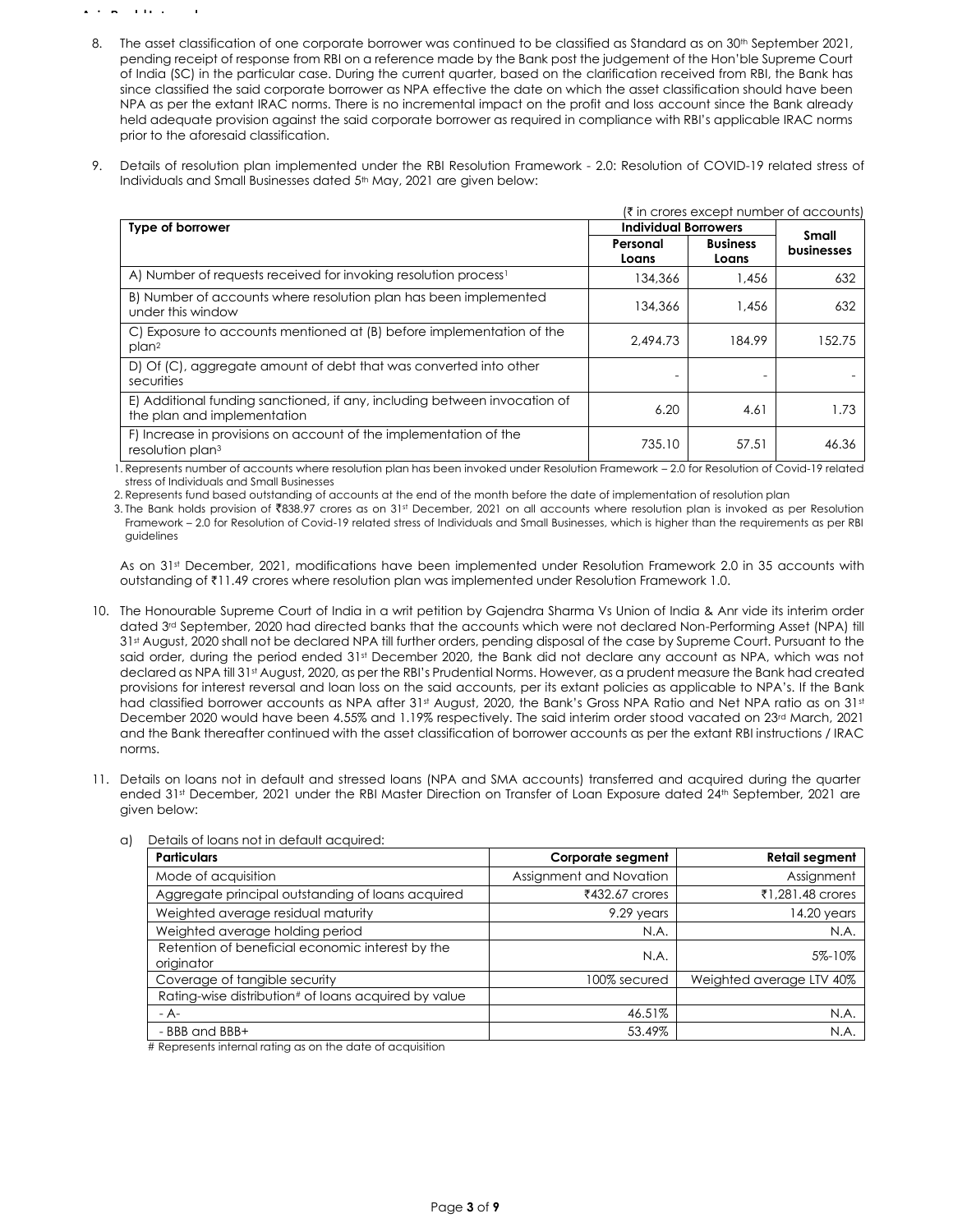8. The asset classification of one corporate borrower was continued to be classified as Standard as on 30th September 2021, pending receipt of response from RBI on a reference made by the Bank post the judgement of the Hon'ble Supreme Court of India (SC) in the particular case. During the current quarter, based on the clarification received from RBI, the Bank has since classified the said corporate borrower as NPA effective the date on which the asset classification should have been NPA as per the extant IRAC norms. There is no incremental impact on the profit and loss account since the Bank already held adequate provision against the said corporate borrower as required in compliance with RBI's applicable IRAC norms prior to the aforesaid classification.

9. Details of resolution plan implemented under the RBI Resolution Framework - 2.0: Resolution of COVID-19 related stress of Individuals and Small Businesses dated 5th May, 2021 are given below:

(₹ in crores except number of accounts)

| Type of borrower | Individual Borrowers | | Small businesses |
|---|---|---|---|
| | Personal Loans | Business Loans | |
| A) Number of requests received for invoking resolution process[1] | 134,366 | 1,456 | 632 |
| B) Number of accounts where resolution plan has been implemented under this window | 134,366 | 1,456 | 632 |
| C) Exposure to accounts mentioned at (B) before implementation of the plan[2] | 2,494.73 | 184.99 | 152.75 |
| D) Of (C), aggregate amount of debt that was converted into other securities | - | - | - |
| E) Additional funding sanctioned, if any, including between invocation of the plan and implementation | 6.20 | 4.61 | 1.73 |
| F) Increase in provisions on account of the implementation of the resolution plan[3] | 735.10 | 57.51 | 46.36 |

1. Represents number of accounts where resolution plan has been invoked under Resolution Framework – 2.0 for Resolution of Covid-19 related stress of Individuals and Small Businesses
2. Represents fund based outstanding of accounts at the end of the month before the date of implementation of resolution plan
3. The Bank holds provision of ₹838.97 crores as on 31st December, 2021 on all accounts where resolution plan is invoked as per Resolution Framework – 2.0 for Resolution of Covid-19 related stress of Individuals and Small Businesses, which is higher than the requirements as per RBI guidelines

As on 31st December, 2021, modifications have been implemented under Resolution Framework 2.0 in 35 accounts with outstanding of ₹11.49 crores where resolution plan was implemented under Resolution Framework 1.0.

10. The Honourable Supreme Court of India in a writ petition by Gajendra Sharma Vs Union of India & Anr vide its interim order dated 3rd September, 2020 had directed banks that the accounts which were not declared Non-Performing Asset (NPA) till 31st August, 2020 shall not be declared NPA till further orders, pending disposal of the case by Supreme Court. Pursuant to the said order, during the period ended 31st December 2020, the Bank did not declare any account as NPA, which was not declared as NPA till 31st August, 2020, as per the RBI's Prudential Norms. However, as a prudent measure the Bank had created provisions for interest reversal and loan loss on the said accounts, per its extant policies as applicable to NPA's. If the Bank had classified borrower accounts as NPA after 31st August, 2020, the Bank's Gross NPA Ratio and Net NPA ratio as on 31st December 2020 would have been 4.55% and 1.19% respectively. The said interim order stood vacated on 23rd March, 2021 and the Bank thereafter continued with the asset classification of borrower accounts as per the extant RBI instructions / IRAC norms.

11. Details on loans not in default and stressed loans (NPA and SMA accounts) transferred and acquired during the quarter ended 31st December, 2021 under the RBI Master Direction on Transfer of Loan Exposure dated 24th September, 2021 are given below:

   a) Details of loans not in default acquired:

| Particulars | Corporate segment | Retail segment |
|---|---|---|
| Mode of acquisition | Assignment and Novation | Assignment |
| Aggregate principal outstanding of loans acquired | ₹432.67 crores | ₹1,281.48 crores |
| Weighted average residual maturity | 9.29 years | 14.20 years |
| Weighted average holding period | N.A. | N.A. |
| Retention of beneficial economic interest by the originator | N.A. | 5%-10% |
| Coverage of tangible security | 100% secured | Weighted average LTV 40% |
| Rating-wise distribution# of loans acquired by value | | |
| - A- | 46.51% | N.A. |
| - BBB and BBB+ | 53.49% | N.A. |

# Represents internal rating as on the date of acquisition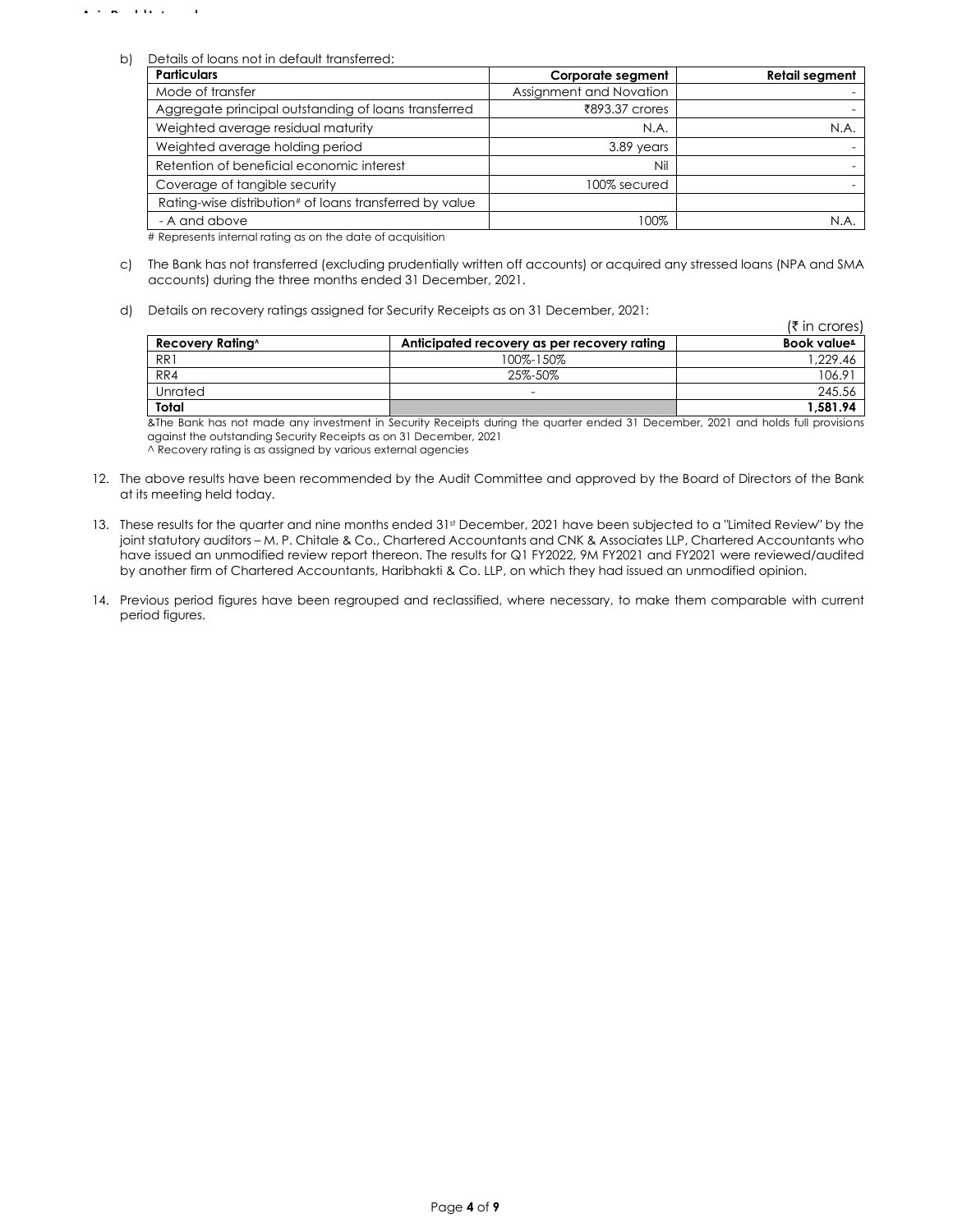b) Details of loans not in default transferred:

| Particulars | Corporate segment | Retail segment |
|---|---|---|
| Mode of transfer | Assignment and Novation | - |
| Aggregate principal outstanding of loans transferred | ₹893.37 crores | - |
| Weighted average residual maturity | N.A. | N.A. |
| Weighted average holding period | 3.89 years | - |
| Retention of beneficial economic interest | Nil | - |
| Coverage of tangible security | 100% secured | - |
| Rating-wise distribution# of loans transferred by value | | |
| - A and above | 100% | N.A. |

# Represents internal rating as on the date of acquisition

c) The Bank has not transferred (excluding prudentially written off accounts) or acquired any stressed loans (NPA and SMA accounts) during the three months ended 31 December, 2021.

d) Details on recovery ratings assigned for Security Receipts as on 31 December, 2021:

(₹ in crores)

| Recovery Rating^ | Anticipated recovery as per recovery rating | Book value& |
|---|---|---|
| RR1 | 100%-150% | 1,229.46 |
| RR4 | 25%-50% | 106.91 |
| Unrated | - | 245.56 |
| **Total** | | **1,581.94** |

&The Bank has not made any investment in Security Receipts during the quarter ended 31 December, 2021 and holds full provisions against the outstanding Security Receipts as on 31 December, 2021

^ Recovery rating is as assigned by various external agencies

12. The above results have been recommended by the Audit Committee and approved by the Board of Directors of the Bank at its meeting held today.

13. These results for the quarter and nine months ended 31st December, 2021 have been subjected to a "Limited Review" by the joint statutory auditors – M. P. Chitale & Co., Chartered Accountants and CNK & Associates LLP, Chartered Accountants who have issued an unmodified review report thereon. The results for Q1 FY2022, 9M FY2021 and FY2021 were reviewed/audited by another firm of Chartered Accountants, Haribhakti & Co. LLP, on which they had issued an unmodified opinion.

14. Previous period figures have been regrouped and reclassified, where necessary, to make them comparable with current period figures.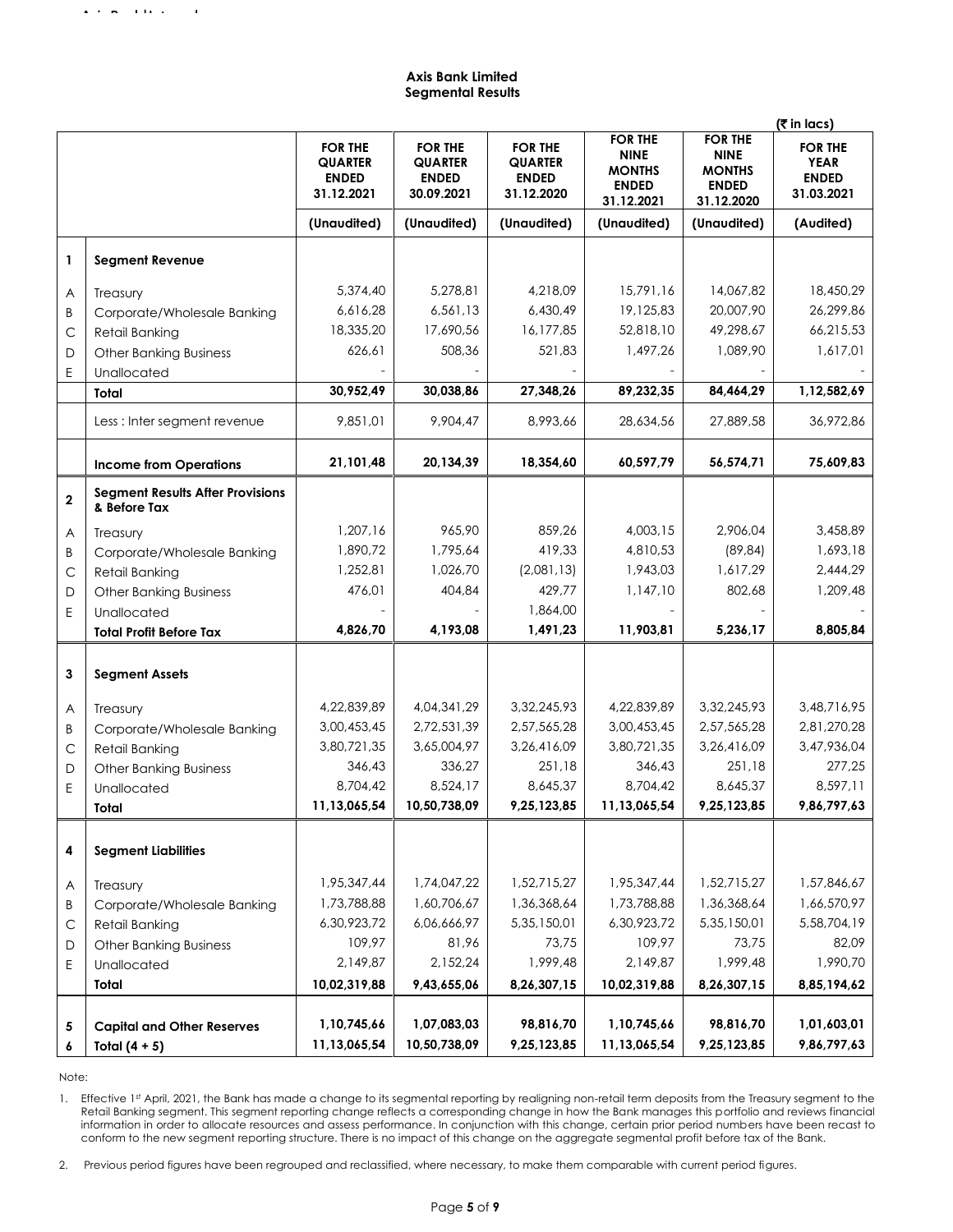# Axis Bank Limited
## Segmental Results

(₹ in lacs)

| | | FOR THE QUARTER ENDED 31.12.2021 | FOR THE QUARTER ENDED 30.09.2021 | FOR THE QUARTER ENDED 31.12.2020 | FOR THE NINE MONTHS ENDED 31.12.2021 | FOR THE NINE MONTHS ENDED 31.12.2020 | FOR THE YEAR ENDED 31.03.2021 |
|---|---|---|---|---|---|---|---|
| | | (Unaudited) | (Unaudited) | (Unaudited) | (Unaudited) | (Unaudited) | (Audited) |
| **1** | **Segment Revenue** | | | | | | |
| A | Treasury | 5,374,40 | 5,278,81 | 4,218,09 | 15,791,16 | 14,067,82 | 18,450,29 |
| B | Corporate/Wholesale Banking | 6,616,28 | 6,561,13 | 6,430,49 | 19,125,83 | 20,007,90 | 26,299,86 |
| C | Retail Banking | 18,335,20 | 17,690,56 | 16,177,85 | 52,818,10 | 49,298,67 | 66,215,53 |
| D | Other Banking Business | 626,61 | 508,36 | 521,83 | 1,497,26 | 1,089,90 | 1,617,01 |
| E | Unallocated | - | - | - | - | - | - |
| | **Total** | **30,952,49** | **30,038,86** | **27,348,26** | **89,232,35** | **84,464,29** | **1,12,582,69** |
| | Less : Inter segment revenue | 9,851,01 | 9,904,47 | 8,993,66 | 28,634,56 | 27,889,58 | 36,972,86 |
| | **Income from Operations** | **21,101,48** | **20,134,39** | **18,354,60** | **60,597,79** | **56,574,71** | **75,609,83** |
| **2** | **Segment Results After Provisions & Before Tax** | | | | | | |
| A | Treasury | 1,207,16 | 965,90 | 859,26 | 4,003,15 | 2,906,04 | 3,458,89 |
| B | Corporate/Wholesale Banking | 1,890,72 | 1,795,64 | 419,33 | 4,810,53 | (89,84) | 1,693,18 |
| C | Retail Banking | 1,252,81 | 1,026,70 | (2,081,13) | 1,943,03 | 1,617,29 | 2,444,29 |
| D | Other Banking Business | 476,01 | 404,84 | 429,77 | 1,147,10 | 802,68 | 1,209,48 |
| E | Unallocated | - | - | 1,864,00 | - | - | - |
| | **Total Profit Before Tax** | **4,826,70** | **4,193,08** | **1,491,23** | **11,903,81** | **5,236,17** | **8,805,84** |
| **3** | **Segment Assets** | | | | | | |
| A | Treasury | 4,22,839,89 | 4,04,341,29 | 3,32,245,93 | 4,22,839,89 | 3,32,245,93 | 3,48,716,95 |
| B | Corporate/Wholesale Banking | 3,00,453,45 | 2,72,531,39 | 2,57,565,28 | 3,00,453,45 | 2,57,565,28 | 2,81,270,28 |
| C | Retail Banking | 3,80,721,35 | 3,65,004,97 | 3,26,416,09 | 3,80,721,35 | 3,26,416,09 | 3,47,936,04 |
| D | Other Banking Business | 346,43 | 336,27 | 251,18 | 346,43 | 251,18 | 277,25 |
| E | Unallocated | 8,704,42 | 8,524,17 | 8,645,37 | 8,704,42 | 8,645,37 | 8,597,11 |
| | **Total** | **11,13,065,54** | **10,50,738,09** | **9,25,123,85** | **11,13,065,54** | **9,25,123,85** | **9,86,797,63** |
| **4** | **Segment Liabilities** | | | | | | |
| A | Treasury | 1,95,347,44 | 1,74,047,22 | 1,52,715,27 | 1,95,347,44 | 1,52,715,27 | 1,57,846,67 |
| B | Corporate/Wholesale Banking | 1,73,788,88 | 1,60,706,67 | 1,36,368,64 | 1,73,788,88 | 1,36,368,64 | 1,66,570,97 |
| C | Retail Banking | 6,30,923,72 | 6,06,666,97 | 5,35,150,01 | 6,30,923,72 | 5,35,150,01 | 5,58,704,19 |
| D | Other Banking Business | 109,97 | 81,96 | 73,75 | 109,97 | 73,75 | 82,09 |
| E | Unallocated | 2,149,87 | 2,152,24 | 1,999,48 | 2,149,87 | 1,999,48 | 1,990,70 |
| | **Total** | **10,02,319,88** | **9,43,655,06** | **8,26,307,15** | **10,02,319,88** | **8,26,307,15** | **8,85,194,62** |
| **5** | **Capital and Other Reserves** | **1,10,745,66** | **1,07,083,03** | **98,816,70** | **1,10,745,66** | **98,816,70** | **1,01,603,01** |
| **6** | **Total (4 + 5)** | **11,13,065,54** | **10,50,738,09** | **9,25,123,85** | **11,13,065,54** | **9,25,123,85** | **9,86,797,63** |

Note:

1. Effective 1st April, 2021, the Bank has made a change to its segmental reporting by realigning non-retail term deposits from the Treasury segment to the Retail Banking segment. This segment reporting change reflects a corresponding change in how the Bank manages this portfolio and reviews financial information in order to allocate resources and assess performance. In conjunction with this change, certain prior period numbers have been recast to conform to the new segment reporting structure. There is no impact of this change on the aggregate segmental profit before tax of the Bank.
2. Previous period figures have been regrouped and reclassified, where necessary, to make them comparable with current period figures.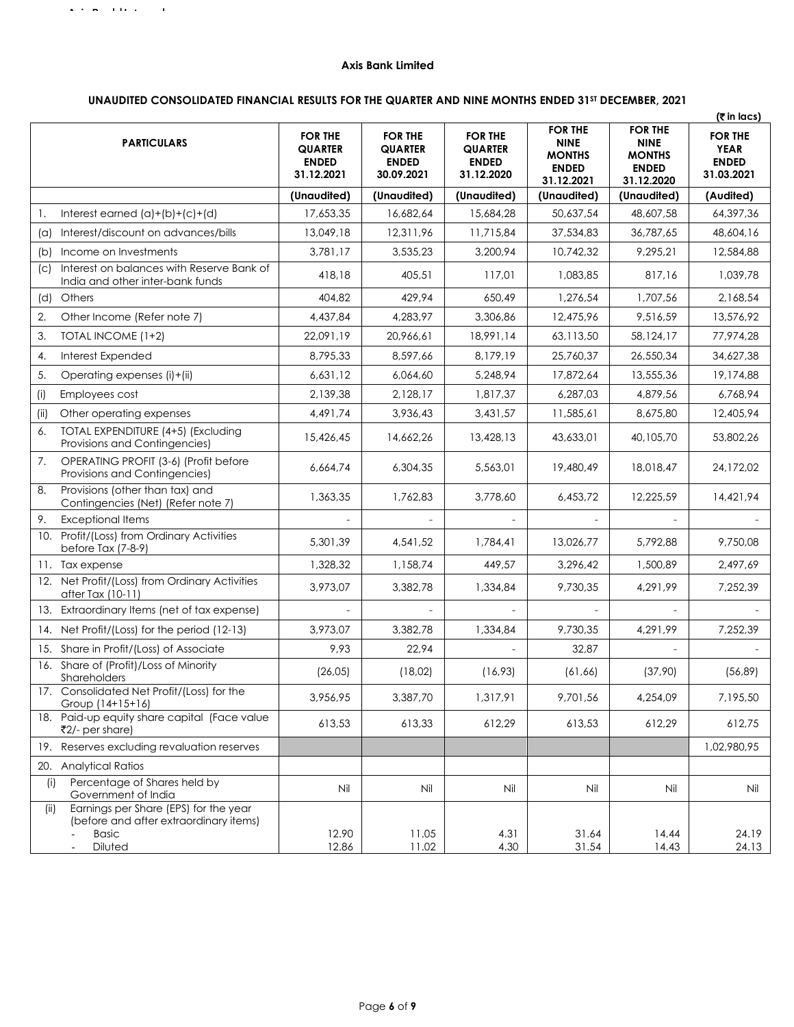**Axis Bank Limited**

**UNAUDITED CONSOLIDATED FINANCIAL RESULTS FOR THE QUARTER AND NINE MONTHS ENDED 31ST DECEMBER, 2021**

**(₹ in lacs)**

| PARTICULARS | FOR THE QUARTER ENDED 31.12.2021 | FOR THE QUARTER ENDED 30.09.2021 | FOR THE QUARTER ENDED 31.12.2020 | FOR THE NINE MONTHS ENDED 31.12.2021 | FOR THE NINE MONTHS ENDED 31.12.2020 | FOR THE YEAR ENDED 31.03.2021 |
|---|---|---|---|---|---|---|
| | (Unaudited) | (Unaudited) | (Unaudited) | (Unaudited) | (Unaudited) | (Audited) |
| 1. Interest earned (a)+(b)+(c)+(d) | 17,653,35 | 16,682,64 | 15,684,28 | 50,637,54 | 48,607,58 | 64,397,36 |
| (a) Interest/discount on advances/bills | 13,049,18 | 12,311,96 | 11,715,84 | 37,534,83 | 36,787,65 | 48,604,16 |
| (b) Income on Investments | 3,781,17 | 3,535,23 | 3,200,94 | 10,742,32 | 9,295,21 | 12,584,88 |
| (c) Interest on balances with Reserve Bank of India and other inter-bank funds | 418,18 | 405,51 | 117,01 | 1,083,85 | 817,16 | 1,039,78 |
| (d) Others | 404,82 | 429,94 | 650,49 | 1,276,54 | 1,707,56 | 2,168,54 |
| 2. Other Income (Refer note 7) | 4,437,84 | 4,283,97 | 3,306,86 | 12,475,96 | 9,516,59 | 13,576,92 |
| 3. TOTAL INCOME (1+2) | 22,091,19 | 20,966,61 | 18,991,14 | 63,113,50 | 58,124,17 | 77,974,28 |
| 4. Interest Expended | 8,795,33 | 8,597,66 | 8,179,19 | 25,760,37 | 26,550,34 | 34,627,38 |
| 5. Operating expenses (i)+(ii) | 6,631,12 | 6,064,60 | 5,248,94 | 17,872,64 | 13,555,36 | 19,174,88 |
| (i) Employees cost | 2,139,38 | 2,128,17 | 1,817,37 | 6,287,03 | 4,879,56 | 6,768,94 |
| (ii) Other operating expenses | 4,491,74 | 3,936,43 | 3,431,57 | 11,585,61 | 8,675,80 | 12,405,94 |
| 6. TOTAL EXPENDITURE (4+5) (Excluding Provisions and Contingencies) | 15,426,45 | 14,662,26 | 13,428,13 | 43,633,01 | 40,105,70 | 53,802,26 |
| 7. OPERATING PROFIT (3-6) (Profit before Provisions and Contingencies) | 6,664,74 | 6,304,35 | 5,563,01 | 19,480,49 | 18,018,47 | 24,172,02 |
| 8. Provisions (other than tax) and Contingencies (Net) (Refer note 7) | 1,363,35 | 1,762,83 | 3,778,60 | 6,453,72 | 12,225,59 | 14,421,94 |
| 9. Exceptional Items | - | - | - | - | - | - |
| 10. Profit/(Loss) from Ordinary Activities before Tax (7-8-9) | 5,301,39 | 4,541,52 | 1,784,41 | 13,026,77 | 5,792,88 | 9,750,08 |
| 11. Tax expense | 1,328,32 | 1,158,74 | 449,57 | 3,296,42 | 1,500,89 | 2,497,69 |
| 12. Net Profit/(Loss) from Ordinary Activities after Tax (10-11) | 3,973,07 | 3,382,78 | 1,334,84 | 9,730,35 | 4,291,99 | 7,252,39 |
| 13. Extraordinary Items (net of tax expense) | - | - | - | - | - | - |
| 14. Net Profit/(Loss) for the period (12-13) | 3,973,07 | 3,382,78 | 1,334,84 | 9,730,35 | 4,291,99 | 7,252,39 |
| 15. Share in Profit/(Loss) of Associate | 9,93 | 22,94 | - | 32,87 | - | - |
| 16. Share of (Profit)/Loss of Minority Shareholders | (26,05) | (18,02) | (16,93) | (61,66) | (37,90) | (56,89) |
| 17. Consolidated Net Profit/(Loss) for the Group (14+15+16) | 3,956,95 | 3,387,70 | 1,317,91 | 9,701,56 | 4,254,09 | 7,195,50 |
| 18. Paid-up equity share capital (Face value ₹2/- per share) | 613,53 | 613,33 | 612,29 | 613,53 | 612,29 | 612,75 |
| 19. Reserves excluding revaluation reserves | | | | | | 1,02,980,95 |
| 20. Analytical Ratios | | | | | | |
| (i) Percentage of Shares held by Government of India | Nil | Nil | Nil | Nil | Nil | Nil |
| (ii) Earnings per Share (EPS) for the year (before and after extraordinary items) | | | | | | |
| - Basic | 12.90 | 11.05 | 4.31 | 31.64 | 14.44 | 24.19 |
| - Diluted | 12.86 | 11.02 | 4.30 | 31.54 | 14.43 | 24.13 |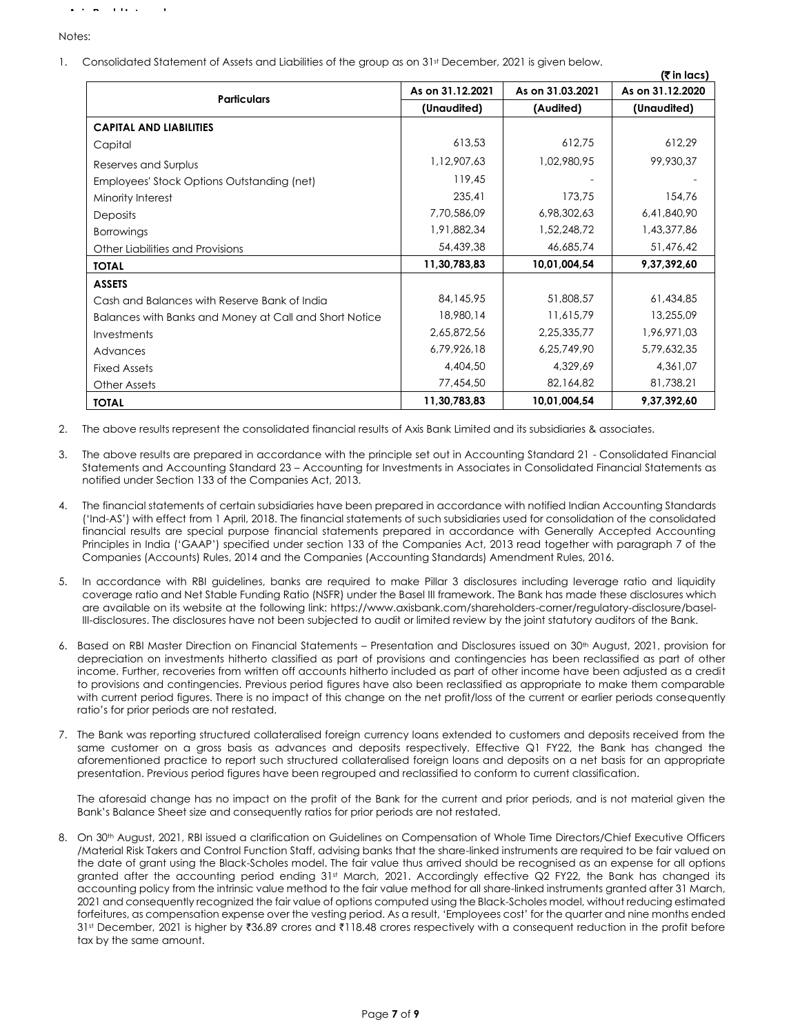Notes:

1. Consolidated Statement of Assets and Liabilities of the group as on 31st December, 2021 is given below.

(₹ in lacs)

| Particulars | As on 31.12.2021 | As on 31.03.2021 | As on 31.12.2020 |
|---|---|---|---|
| | (Unaudited) | (Audited) | (Unaudited) |
| **CAPITAL AND LIABILITIES** | | | |
| Capital | 613,53 | 612,75 | 612,29 |
| Reserves and Surplus | 1,12,907,63 | 1,02,980,95 | 99,930,37 |
| Employees' Stock Options Outstanding (net) | 119,45 | - | - |
| Minority Interest | 235,41 | 173,75 | 154,76 |
| Deposits | 7,70,586,09 | 6,98,302,63 | 6,41,840,90 |
| Borrowings | 1,91,882,34 | 1,52,248,72 | 1,43,377,86 |
| Other Liabilities and Provisions | 54,439,38 | 46,685,74 | 51,476,42 |
| **TOTAL** | **11,30,783,83** | **10,01,004,54** | **9,37,392,60** |
| **ASSETS** | | | |
| Cash and Balances with Reserve Bank of India | 84,145,95 | 51,808,57 | 61,434,85 |
| Balances with Banks and Money at Call and Short Notice | 18,980,14 | 11,615,79 | 13,255,09 |
| Investments | 2,65,872,56 | 2,25,335,77 | 1,96,971,03 |
| Advances | 6,79,926,18 | 6,25,749,90 | 5,79,632,35 |
| Fixed Assets | 4,404,50 | 4,329,69 | 4,361,07 |
| Other Assets | 77,454,50 | 82,164,82 | 81,738,21 |
| **TOTAL** | **11,30,783,83** | **10,01,004,54** | **9,37,392,60** |

2. The above results represent the consolidated financial results of Axis Bank Limited and its subsidiaries & associates.

3. The above results are prepared in accordance with the principle set out in Accounting Standard 21 - Consolidated Financial Statements and Accounting Standard 23 – Accounting for Investments in Associates in Consolidated Financial Statements as notified under Section 133 of the Companies Act, 2013.

4. The financial statements of certain subsidiaries have been prepared in accordance with notified Indian Accounting Standards ('Ind-AS') with effect from 1 April, 2018. The financial statements of such subsidiaries used for consolidation of the consolidated financial results are special purpose financial statements prepared in accordance with Generally Accepted Accounting Principles in India ('GAAP') specified under section 133 of the Companies Act, 2013 read together with paragraph 7 of the Companies (Accounts) Rules, 2014 and the Companies (Accounting Standards) Amendment Rules, 2016.

5. In accordance with RBI guidelines, banks are required to make Pillar 3 disclosures including leverage ratio and liquidity coverage ratio and Net Stable Funding Ratio (NSFR) under the Basel III framework. The Bank has made these disclosures which are available on its website at the following link: https://www.axisbank.com/shareholders-corner/regulatory-disclosure/basel-III-disclosures. The disclosures have not been subjected to audit or limited review by the joint statutory auditors of the Bank.

6. Based on RBI Master Direction on Financial Statements – Presentation and Disclosures issued on 30th August, 2021, provision for depreciation on investments hitherto classified as part of provisions and contingencies has been reclassified as part of other income. Further, recoveries from written off accounts hitherto included as part of other income have been adjusted as a credit to provisions and contingencies. Previous period figures have also been reclassified as appropriate to make them comparable with current period figures. There is no impact of this change on the net profit/loss of the current or earlier periods consequently ratio's for prior periods are not restated.

7. The Bank was reporting structured collateralised foreign currency loans extended to customers and deposits received from the same customer on a gross basis as advances and deposits respectively. Effective Q1 FY22, the Bank has changed the aforementioned practice to report such structured collateralised foreign loans and deposits on a net basis for an appropriate presentation. Previous period figures have been regrouped and reclassified to conform to current classification.

   The aforesaid change has no impact on the profit of the Bank for the current and prior periods, and is not material given the Bank's Balance Sheet size and consequently ratios for prior periods are not restated.

8. On 30th August, 2021, RBI issued a clarification on Guidelines on Compensation of Whole Time Directors/Chief Executive Officers /Material Risk Takers and Control Function Staff, advising banks that the share-linked instruments are required to be fair valued on the date of grant using the Black-Scholes model. The fair value thus arrived should be recognised as an expense for all options granted after the accounting period ending 31st March, 2021. Accordingly effective Q2 FY22, the Bank has changed its accounting policy from the intrinsic value method to the fair value method for all share-linked instruments granted after 31 March, 2021 and consequently recognized the fair value of options computed using the Black-Scholes model, without reducing estimated forfeitures, as compensation expense over the vesting period. As a result, 'Employees cost' for the quarter and nine months ended 31st December, 2021 is higher by ₹36.89 crores and ₹118.48 crores respectively with a consequent reduction in the profit before tax by the same amount.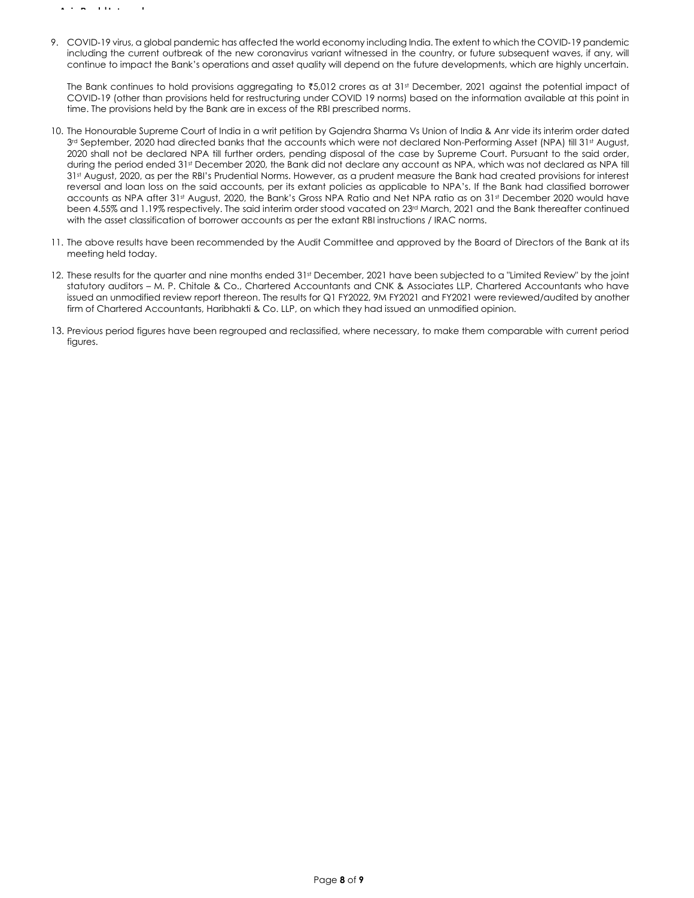9. COVID-19 virus, a global pandemic has affected the world economy including India. The extent to which the COVID-19 pandemic including the current outbreak of the new coronavirus variant witnessed in the country, or future subsequent waves, if any, will continue to impact the Bank's operations and asset quality will depend on the future developments, which are highly uncertain.

   The Bank continues to hold provisions aggregating to ₹5,012 crores as at 31st December, 2021 against the potential impact of COVID-19 (other than provisions held for restructuring under COVID 19 norms) based on the information available at this point in time. The provisions held by the Bank are in excess of the RBI prescribed norms.

10. The Honourable Supreme Court of India in a writ petition by Gajendra Sharma Vs Union of India & Anr vide its interim order dated 3rd September, 2020 had directed banks that the accounts which were not declared Non-Performing Asset (NPA) till 31st August, 2020 shall not be declared NPA till further orders, pending disposal of the case by Supreme Court. Pursuant to the said order, during the period ended 31st December 2020, the Bank did not declare any account as NPA, which was not declared as NPA till 31st August, 2020, as per the RBI's Prudential Norms. However, as a prudent measure the Bank had created provisions for interest reversal and loan loss on the said accounts, per its extant policies as applicable to NPA's. If the Bank had classified borrower accounts as NPA after 31st August, 2020, the Bank's Gross NPA Ratio and Net NPA ratio as on 31st December 2020 would have been 4.55% and 1.19% respectively. The said interim order stood vacated on 23rd March, 2021 and the Bank thereafter continued with the asset classification of borrower accounts as per the extant RBI instructions / IRAC norms.

11. The above results have been recommended by the Audit Committee and approved by the Board of Directors of the Bank at its meeting held today.

12. These results for the quarter and nine months ended 31st December, 2021 have been subjected to a "Limited Review" by the joint statutory auditors – M. P. Chitale & Co., Chartered Accountants and CNK & Associates LLP, Chartered Accountants who have issued an unmodified review report thereon. The results for Q1 FY2022, 9M FY2021 and FY2021 were reviewed/audited by another firm of Chartered Accountants, Haribhakti & Co. LLP, on which they had issued an unmodified opinion.

13. Previous period figures have been regrouped and reclassified, where necessary, to make them comparable with current period figures.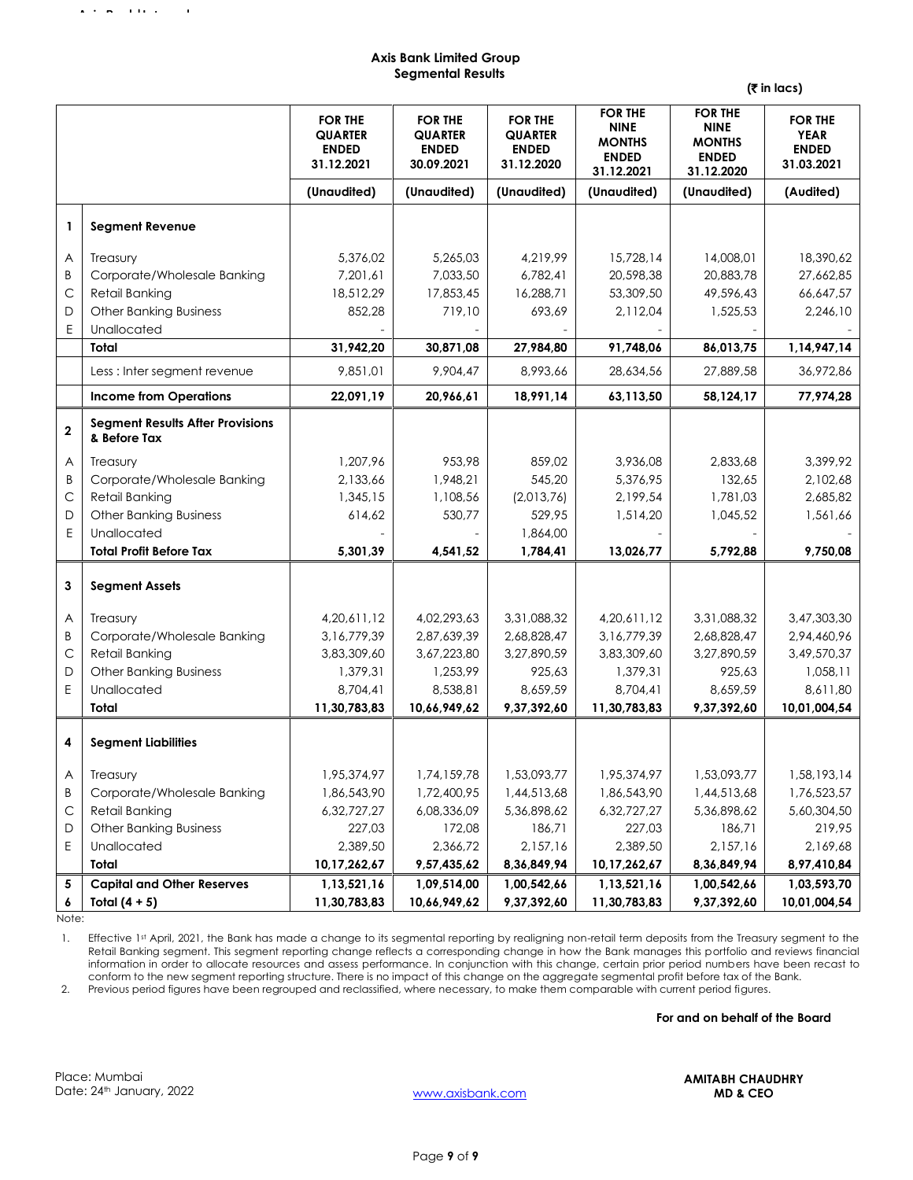**Axis Bank Limited Group**
**Segmental Results**

**(₹ in lacs)**

| | | FOR THE QUARTER ENDED 31.12.2021 | FOR THE QUARTER ENDED 30.09.2021 | FOR THE QUARTER ENDED 31.12.2020 | FOR THE NINE MONTHS ENDED 31.12.2021 | FOR THE NINE MONTHS ENDED 31.12.2020 | FOR THE YEAR ENDED 31.03.2021 |
|---|---|---|---|---|---|---|---|
| | | (Unaudited) | (Unaudited) | (Unaudited) | (Unaudited) | (Unaudited) | (Audited) |
| **1** | **Segment Revenue** | | | | | | |
| A | Treasury | 5,376,02 | 5,265,03 | 4,219,99 | 15,728,14 | 14,008,01 | 18,390,62 |
| B | Corporate/Wholesale Banking | 7,201,61 | 7,033,50 | 6,782,41 | 20,598,38 | 20,883,78 | 27,662,85 |
| C | Retail Banking | 18,512,29 | 17,853,45 | 16,288,71 | 53,309,50 | 49,596,43 | 66,647,57 |
| D | Other Banking Business | 852,28 | 719,10 | 693,69 | 2,112,04 | 1,525,53 | 2,246,10 |
| E | Unallocated | - | - | - | - | - | - |
| | **Total** | **31,942,20** | **30,871,08** | **27,984,80** | **91,748,06** | **86,013,75** | **1,14,947,14** |
| | Less : Inter segment revenue | 9,851,01 | 9,904,47 | 8,993,66 | 28,634,56 | 27,889,58 | 36,972,86 |
| | **Income from Operations** | **22,091,19** | **20,966,61** | **18,991,14** | **63,113,50** | **58,124,17** | **77,974,28** |
| **2** | **Segment Results After Provisions & Before Tax** | | | | | | |
| A | Treasury | 1,207,96 | 953,98 | 859,02 | 3,936,08 | 2,833,68 | 3,399,92 |
| B | Corporate/Wholesale Banking | 2,133,66 | 1,948,21 | 545,20 | 5,376,95 | 132,65 | 2,102,68 |
| C | Retail Banking | 1,345,15 | 1,108,56 | (2,013,76) | 2,199,54 | 1,781,03 | 2,685,82 |
| D | Other Banking Business | 614,62 | 530,77 | 529,95 | 1,514,20 | 1,045,52 | 1,561,66 |
| E | Unallocated | - | - | 1,864,00 | - | - | - |
| | **Total Profit Before Tax** | **5,301,39** | **4,541,52** | **1,784,41** | **13,026,77** | **5,792,88** | **9,750,08** |
| **3** | **Segment Assets** | | | | | | |
| A | Treasury | 4,20,611,12 | 4,02,293,63 | 3,31,088,32 | 4,20,611,12 | 3,31,088,32 | 3,47,303,30 |
| B | Corporate/Wholesale Banking | 3,16,779,39 | 2,87,639,39 | 2,68,828,47 | 3,16,779,39 | 2,68,828,47 | 2,94,460,96 |
| C | Retail Banking | 3,83,309,60 | 3,67,223,80 | 3,27,890,59 | 3,83,309,60 | 3,27,890,59 | 3,49,570,37 |
| D | Other Banking Business | 1,379,31 | 1,253,99 | 925,63 | 1,379,31 | 925,63 | 1,058,11 |
| E | Unallocated | 8,704,41 | 8,538,81 | 8,659,59 | 8,704,41 | 8,659,59 | 8,611,80 |
| | **Total** | **11,30,783,83** | **10,66,949,62** | **9,37,392,60** | **11,30,783,83** | **9,37,392,60** | **10,01,004,54** |
| **4** | **Segment Liabilities** | | | | | | |
| A | Treasury | 1,95,374,97 | 1,74,159,78 | 1,53,093,77 | 1,95,374,97 | 1,53,093,77 | 1,58,193,14 |
| B | Corporate/Wholesale Banking | 1,86,543,90 | 1,72,400,95 | 1,44,513,68 | 1,86,543,90 | 1,44,513,68 | 1,76,523,57 |
| C | Retail Banking | 6,32,727,27 | 6,08,336,09 | 5,36,898,62 | 6,32,727,27 | 5,36,898,62 | 5,60,304,50 |
| D | Other Banking Business | 227,03 | 172,08 | 186,71 | 227,03 | 186,71 | 219,95 |
| E | Unallocated | 2,389,50 | 2,366,72 | 2,157,16 | 2,389,50 | 2,157,16 | 2,169,68 |
| | **Total** | **10,17,262,67** | **9,57,435,62** | **8,36,849,94** | **10,17,262,67** | **8,36,849,94** | **8,97,410,84** |
| **5** | **Capital and Other Reserves** | **1,13,521,16** | **1,09,514,00** | **1,00,542,66** | **1,13,521,16** | **1,00,542,66** | **1,03,593,70** |
| **6** | **Total (4 + 5)** | **11,30,783,83** | **10,66,949,62** | **9,37,392,60** | **11,30,783,83** | **9,37,392,60** | **10,01,004,54** |

Note:

1. Effective 1st April, 2021, the Bank has made a change to its segmental reporting by realigning non-retail term deposits from the Treasury segment to the Retail Banking segment. This segment reporting change reflects a corresponding change in how the Bank manages this portfolio and reviews financial information in order to allocate resources and assess performance. In conjunction with this change, certain prior period numbers have been recast to conform to the new segment reporting structure. There is no impact of this change on the aggregate segmental profit before tax of the Bank.
2. Previous period figures have been regrouped and reclassified, where necessary, to make them comparable with current period figures.

**For and on behalf of the Board**

Place: Mumbai
Date: 24th January, 2022

www.axisbank.com

**AMITABH CHAUDHRY**
**MD & CEO**